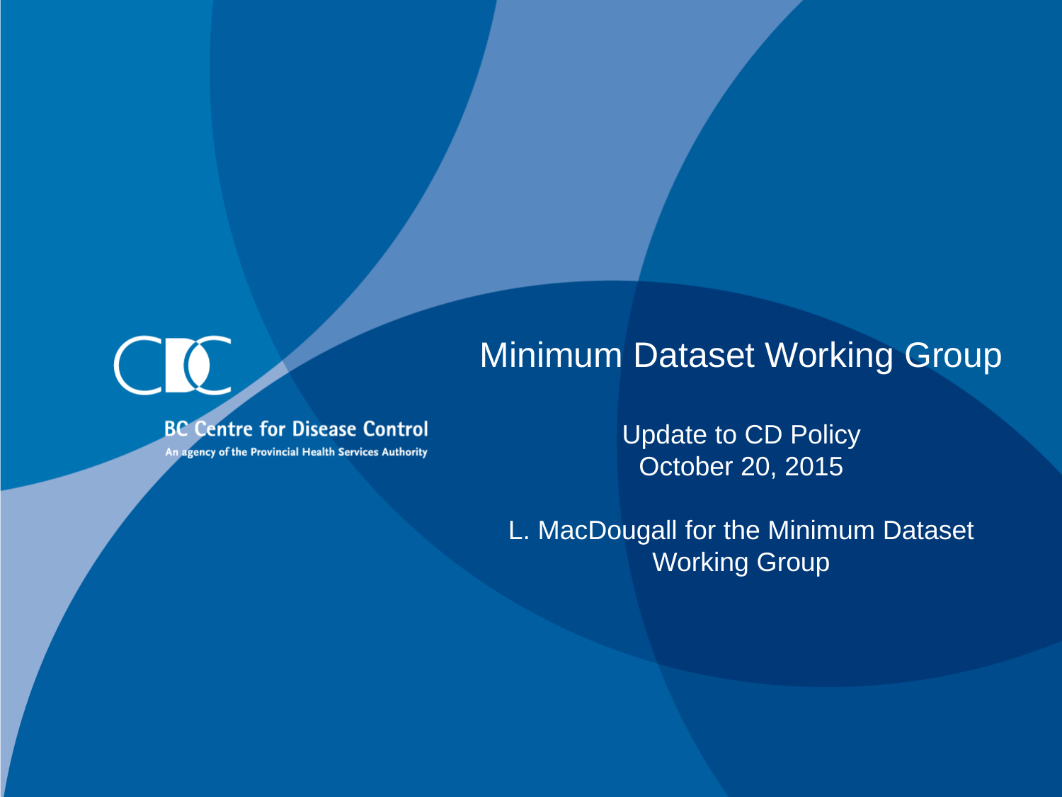BC Centre for Disease Control

An agency of the Provincial Health Services Authority

# Minimum Dataset Working Group

Update to CD Policy
October 20, 2015

L. MacDougall for the Minimum Dataset Working Group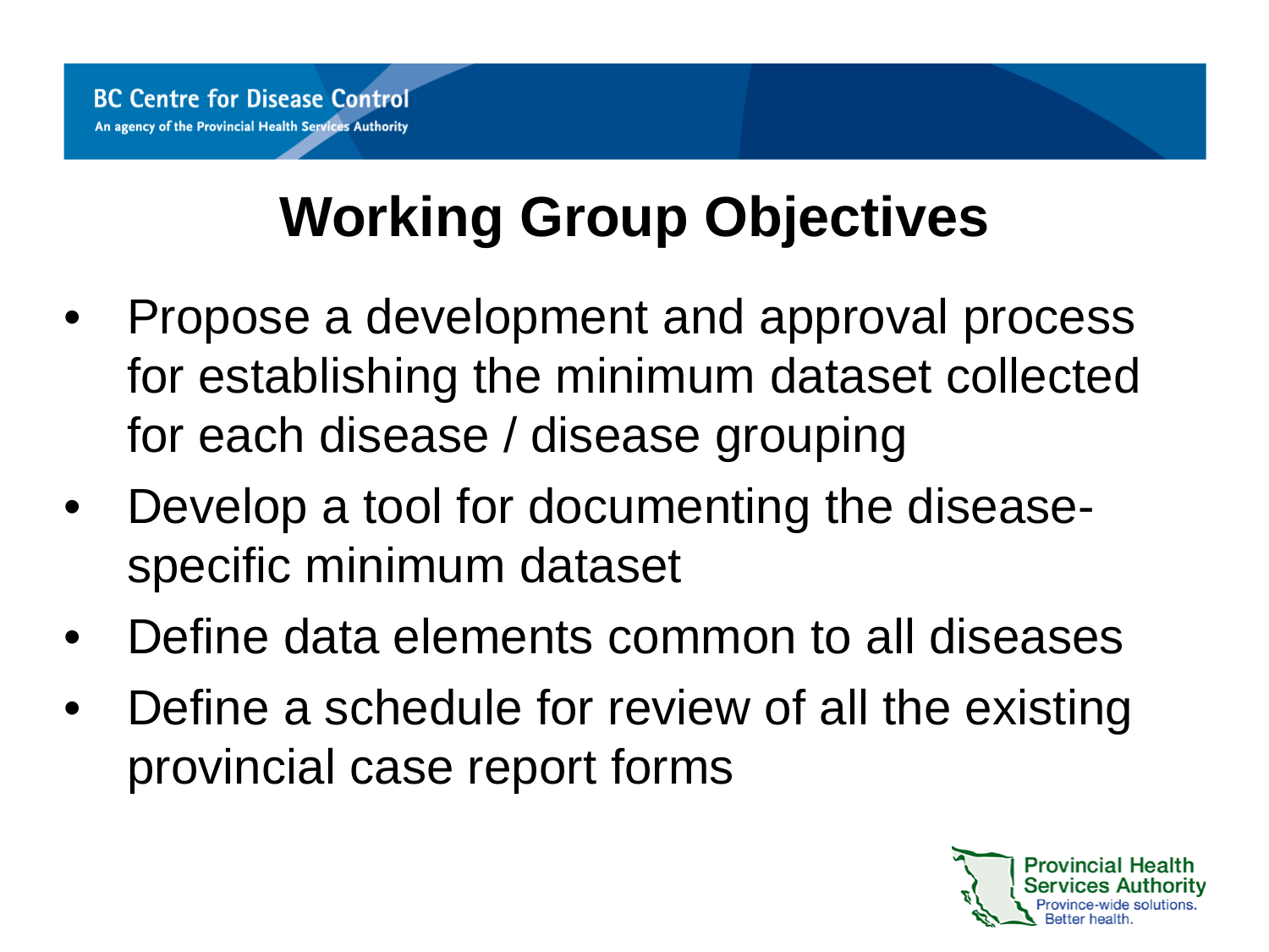# Working Group Objectives

- Propose a development and approval process for establishing the minimum dataset collected for each disease / disease grouping
- Develop a tool for documenting the disease-specific minimum dataset
- Define data elements common to all diseases
- Define a schedule for review of all the existing provincial case report forms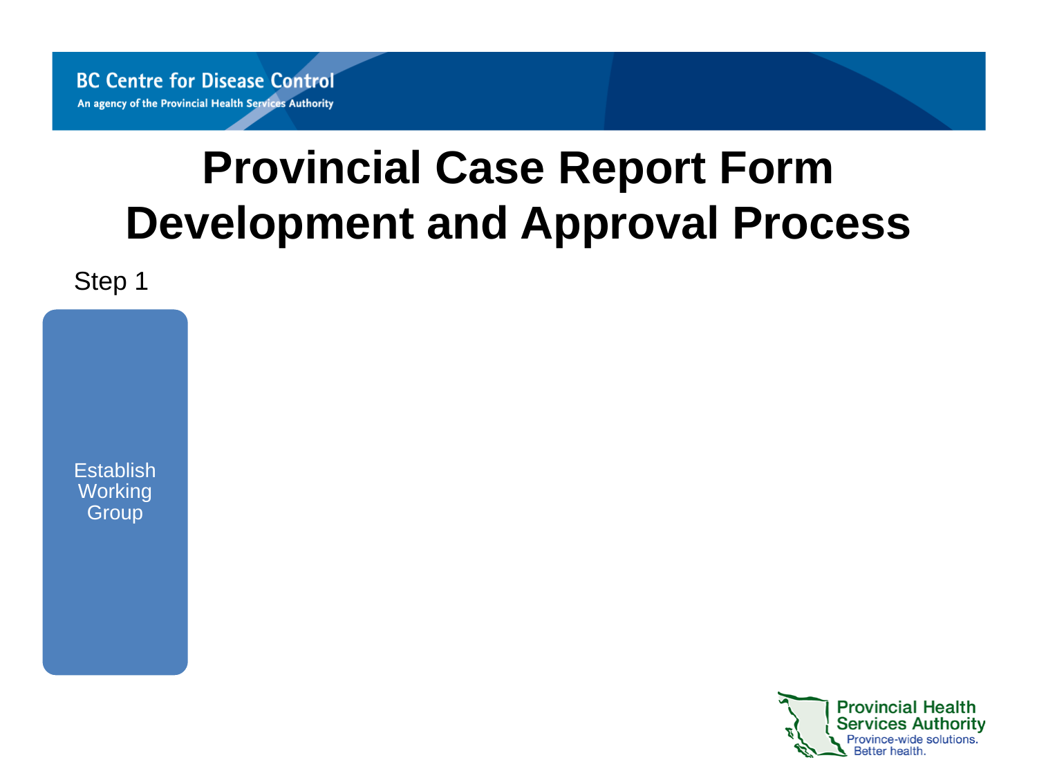# Provincial Case Report Form Development and Approval Process

Step 1

Establish Working Group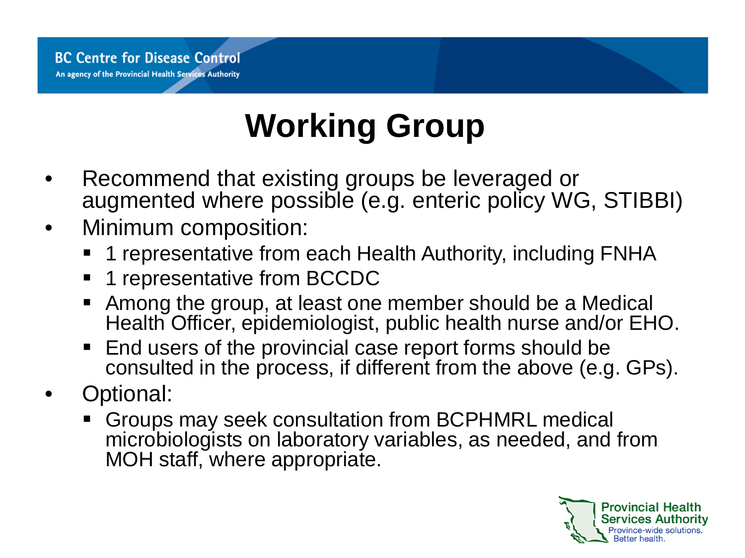# Working Group

- Recommend that existing groups be leveraged or augmented where possible (e.g. enteric policy WG, STIBBI)
- Minimum composition:
  - 1 representative from each Health Authority, including FNHA
  - 1 representative from BCCDC
  - Among the group, at least one member should be a Medical Health Officer, epidemiologist, public health nurse and/or EHO.
  - End users of the provincial case report forms should be consulted in the process, if different from the above (e.g. GPs).
- Optional:
  - Groups may seek consultation from BCPHMRL medical microbiologists on laboratory variables, as needed, and from MOH staff, where appropriate.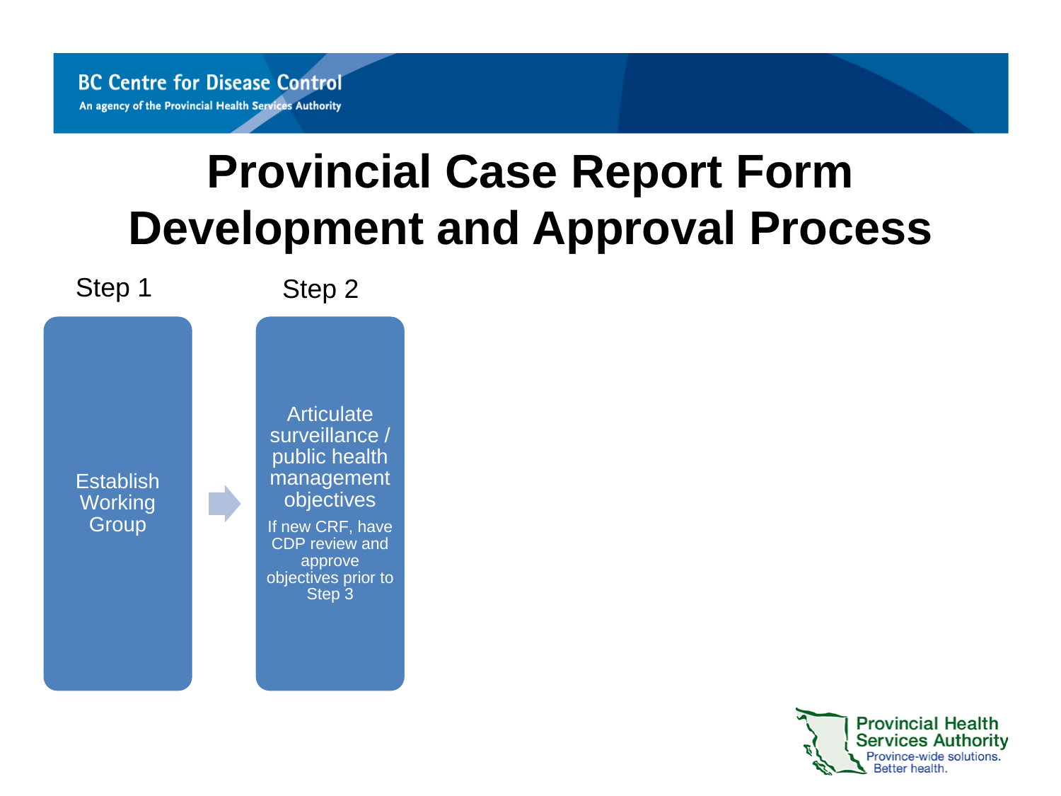# Provincial Case Report Form Development and Approval Process

**Step 1**

Establish Working Group

**Step 2**

Articulate surveillance / public health management objectives

If new CRF, have CDP review and approve objectives prior to Step 3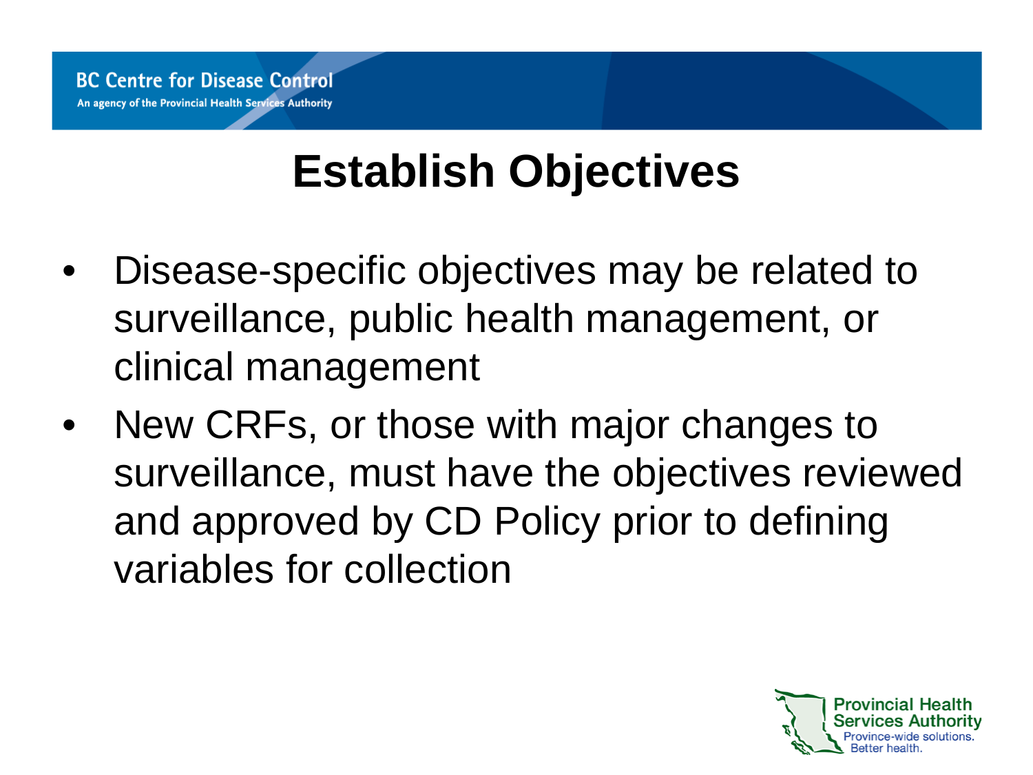# Establish Objectives

- Disease-specific objectives may be related to surveillance, public health management, or clinical management
- New CRFs, or those with major changes to surveillance, must have the objectives reviewed and approved by CD Policy prior to defining variables for collection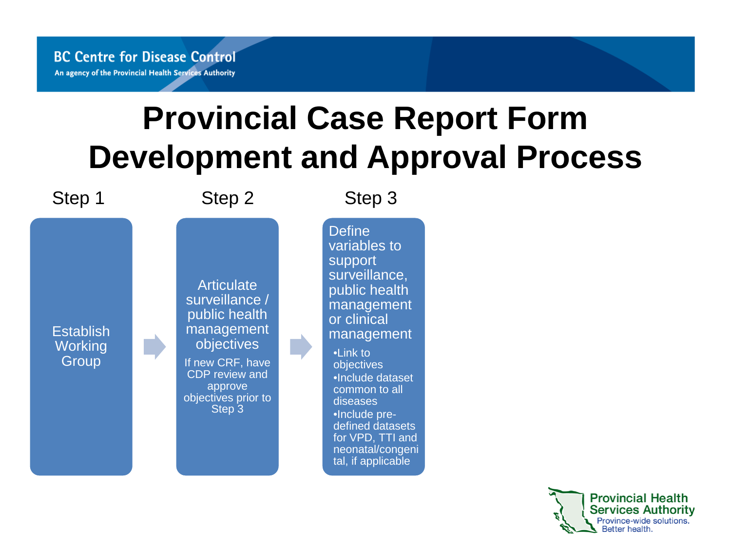# Provincial Case Report Form Development and Approval Process

**Step 1**

Establish Working Group

**Step 2**

Articulate surveillance / public health management objectives

If new CRF, have CDP review and approve objectives prior to Step 3

**Step 3**

Define variables to support surveillance, public health management or clinical management

- Link to objectives
- Include dataset common to all diseases
- Include pre-defined datasets for VPD, TTI and neonatal/congenital, if applicable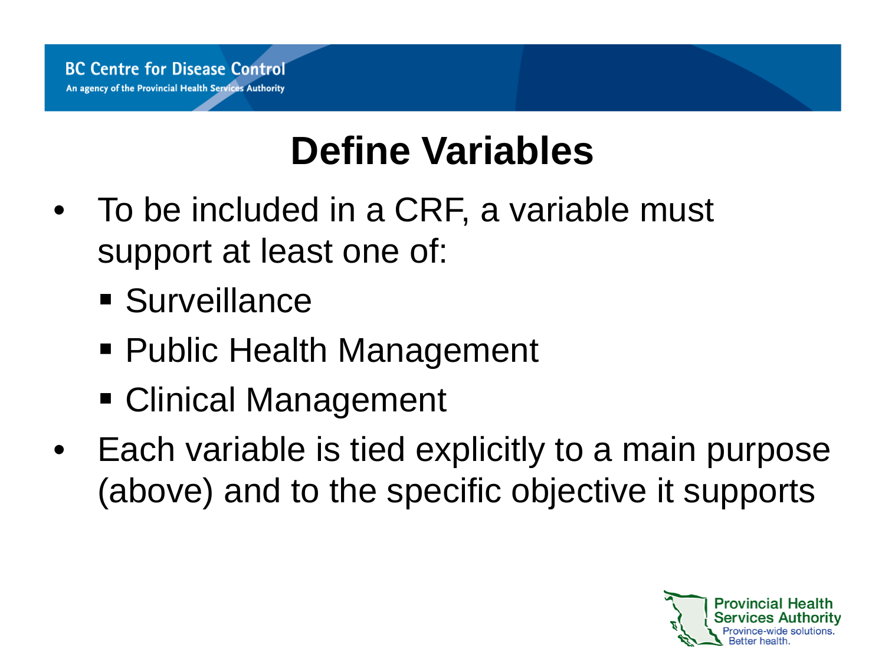# Define Variables

- To be included in a CRF, a variable must support at least one of:
  - Surveillance
  - Public Health Management
  - Clinical Management
- Each variable is tied explicitly to a main purpose (above) and to the specific objective it supports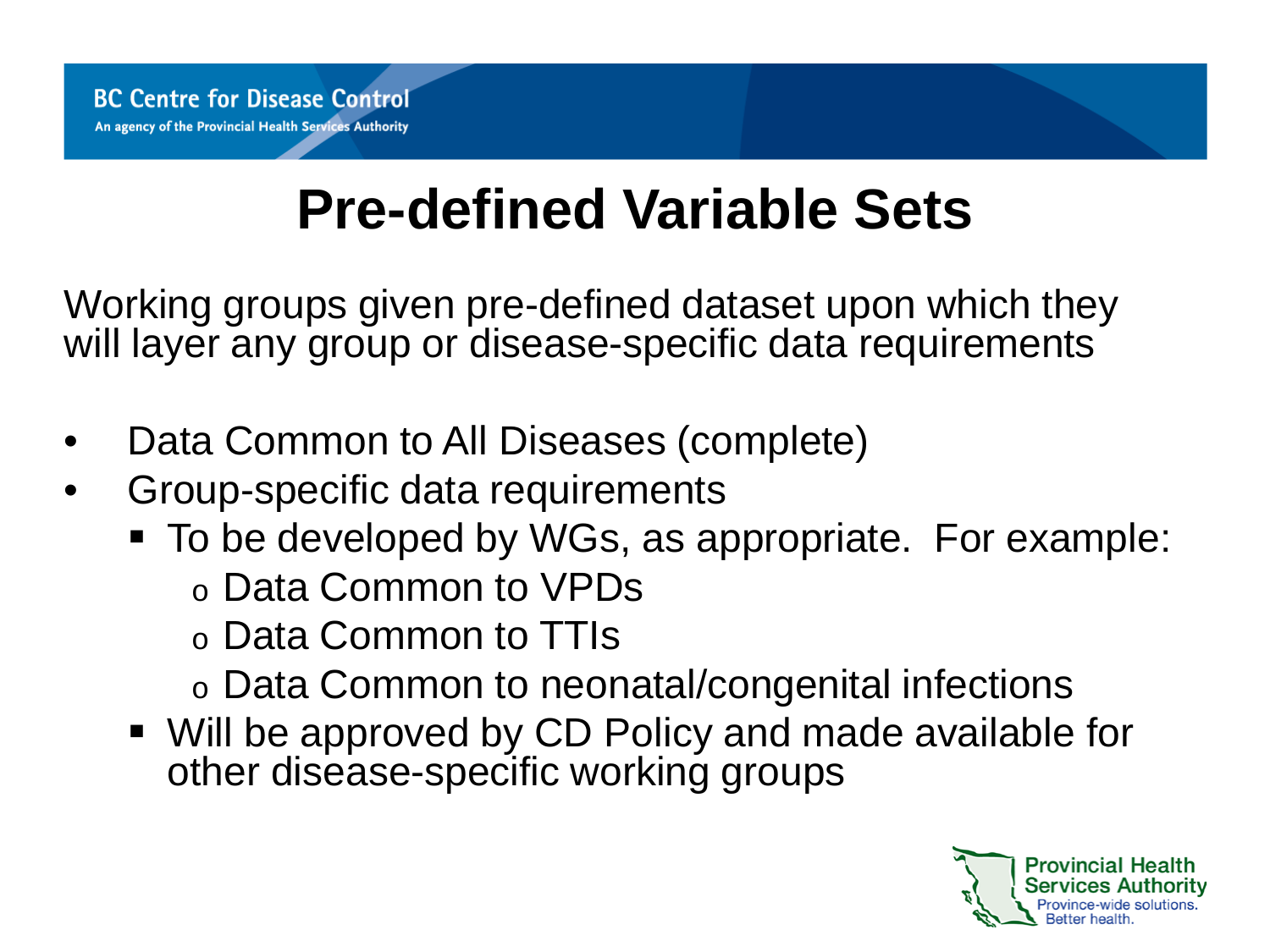# Pre-defined Variable Sets

Working groups given pre-defined dataset upon which they will layer any group or disease-specific data requirements

- Data Common to All Diseases (complete)
- Group-specific data requirements
  - To be developed by WGs, as appropriate. For example:
    - Data Common to VPDs
    - Data Common to TTIs
    - Data Common to neonatal/congenital infections
  - Will be approved by CD Policy and made available for other disease-specific working groups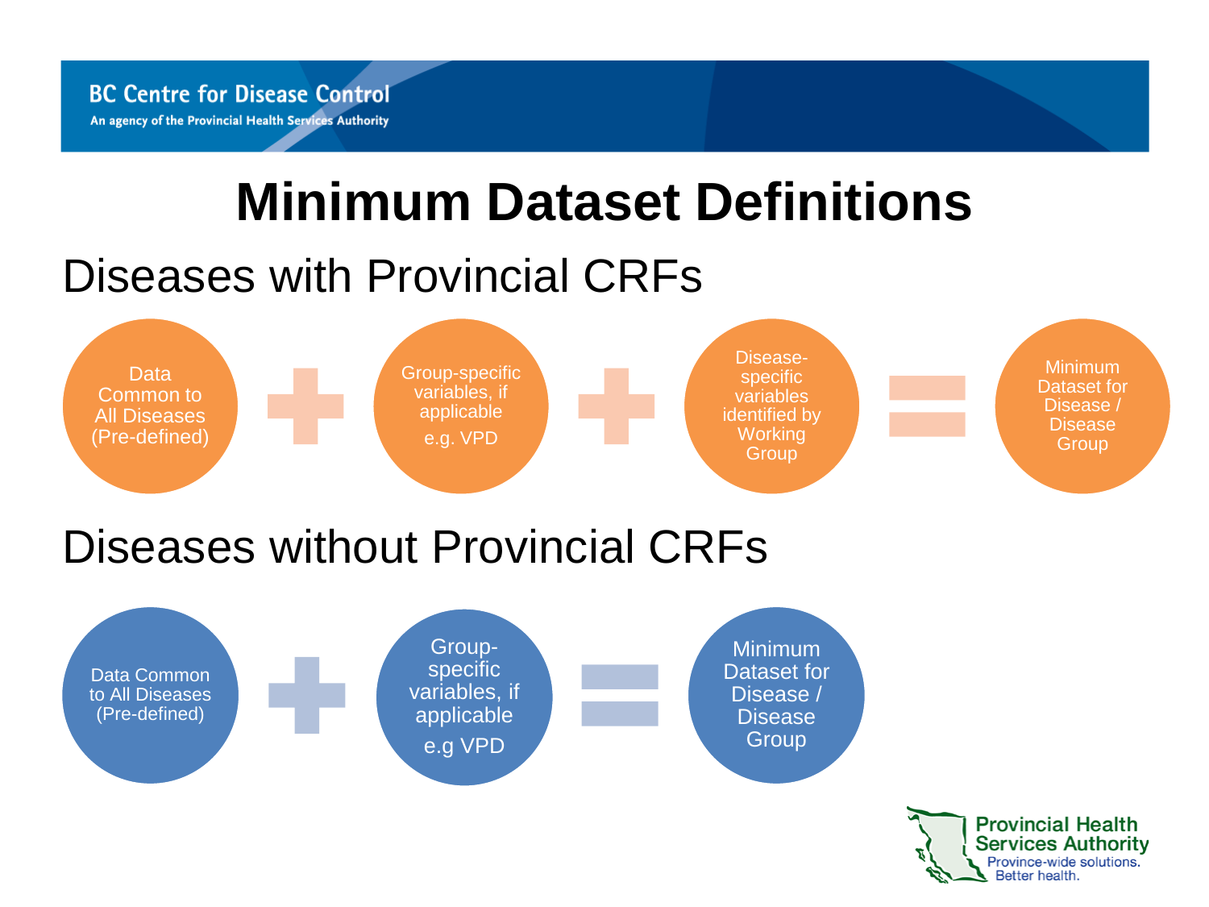# Minimum Dataset Definitions

## Diseases with Provincial CRFs

Data Common to All Diseases (Pre-defined) + Group-specific variables, if applicable e.g. VPD + Disease-specific variables identified by Working Group = Minimum Dataset for Disease / Disease Group

## Diseases without Provincial CRFs

Data Common to All Diseases (Pre-defined) + Group-specific variables, if applicable e.g VPD = Minimum Dataset for Disease / Disease Group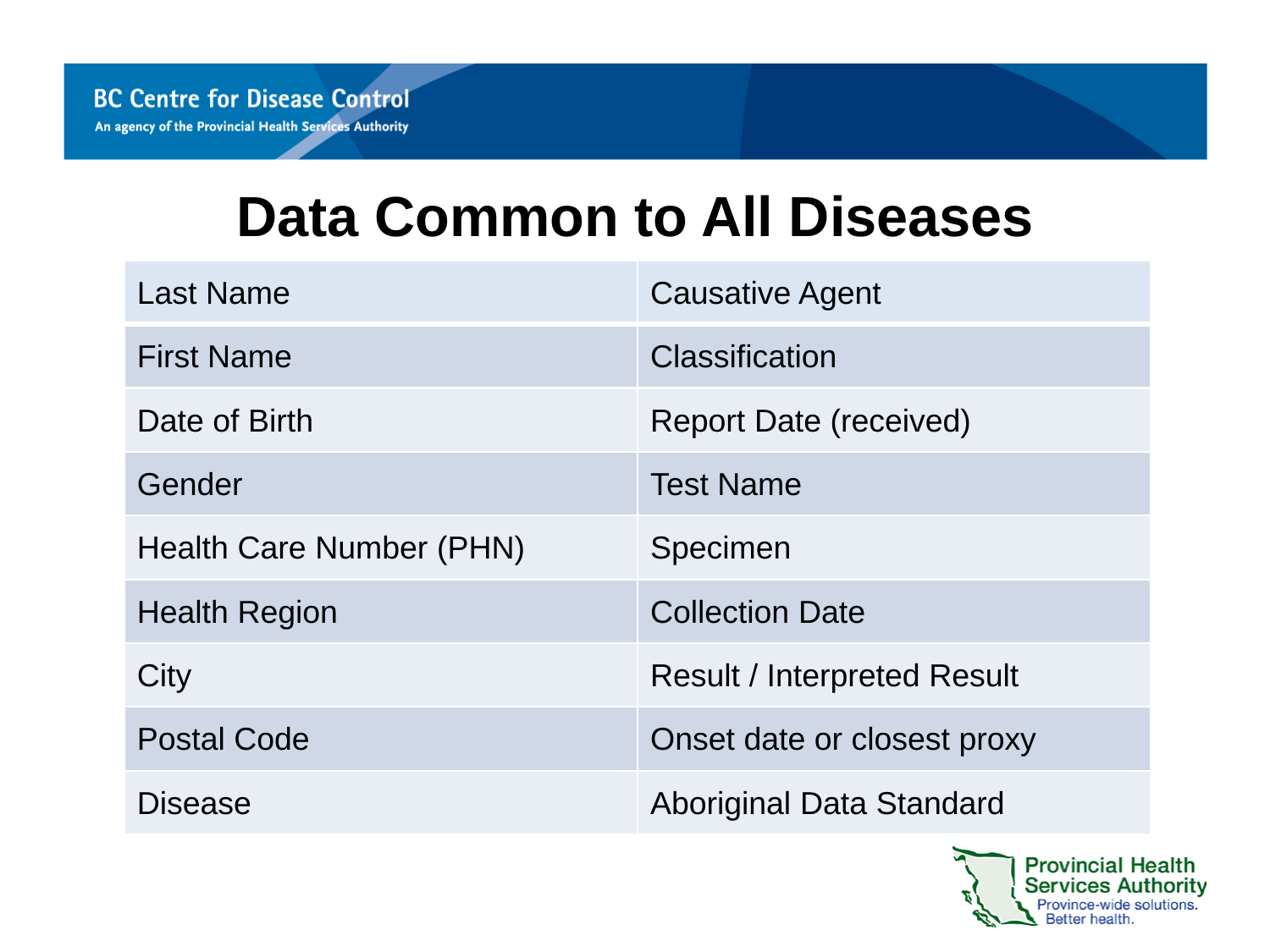# Data Common to All Diseases

| | |
|---|---|
| Last Name | Causative Agent |
| First Name | Classification |
| Date of Birth | Report Date (received) |
| Gender | Test Name |
| Health Care Number (PHN) | Specimen |
| Health Region | Collection Date |
| City | Result / Interpreted Result |
| Postal Code | Onset date or closest proxy |
| Disease | Aboriginal Data Standard |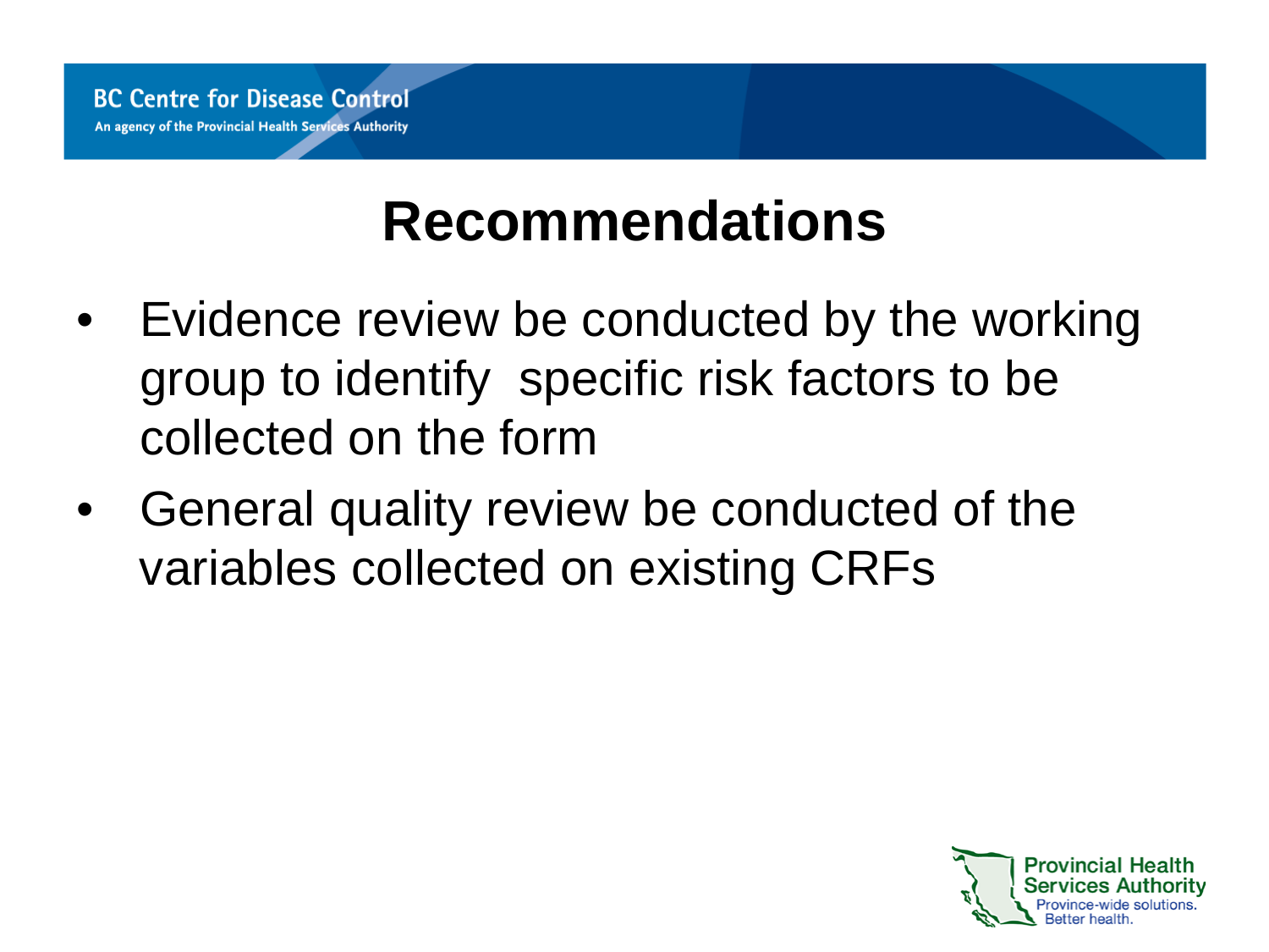# Recommendations

- Evidence review be conducted by the working group to identify specific risk factors to be collected on the form
- General quality review be conducted of the variables collected on existing CRFs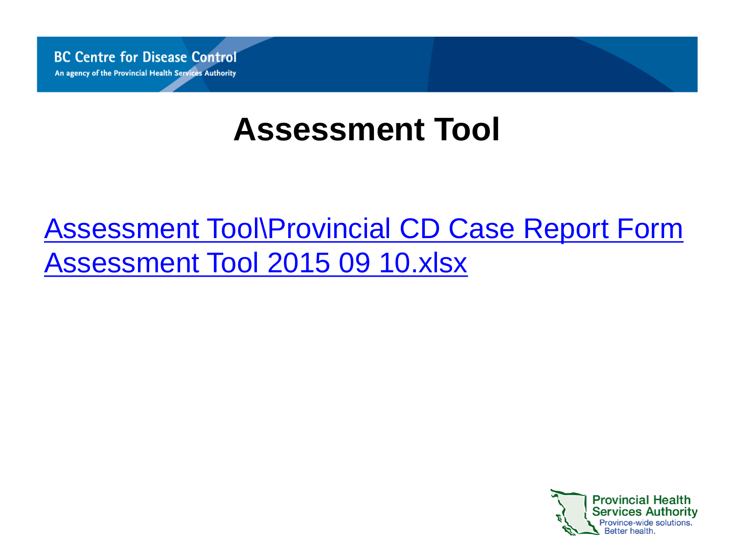# Assessment Tool

Assessment Tool\Provincial CD Case Report Form Assessment Tool 2015 09 10.xlsx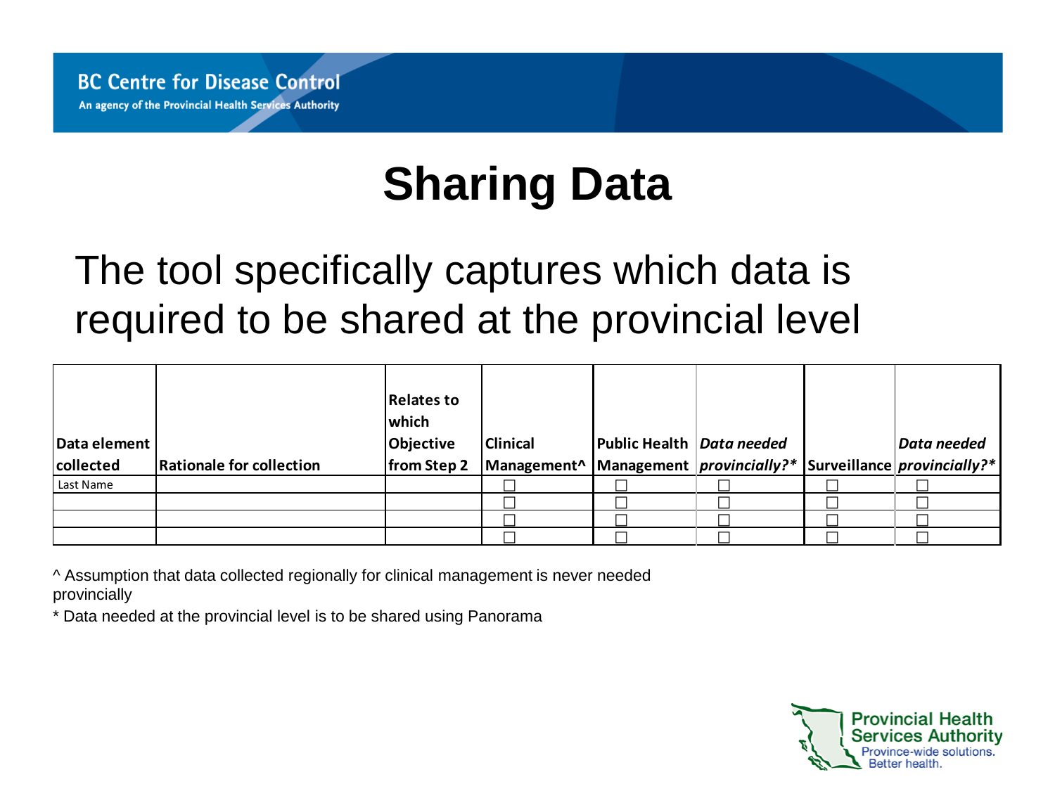# Sharing Data

The tool specifically captures which data is required to be shared at the provincial level

| Data element collected | Rationale for collection | Relates to which Objective from Step 2 | Clinical Management^ | Public Health Management | *Data needed provincially?** | Surveillance | *Data needed provincially?** |
|---|---|---|---|---|---|---|---|
| Last Name | | | ☐ | ☐ | ☐ | ☐ | ☐ |
| | | | ☐ | ☐ | ☐ | ☐ | ☐ |
| | | | ☐ | ☐ | ☐ | ☐ | ☐ |
| | | | ☐ | ☐ | ☐ | ☐ | ☐ |

^ Assumption that data collected regionally for clinical management is never needed provincially

* Data needed at the provincial level is to be shared using Panorama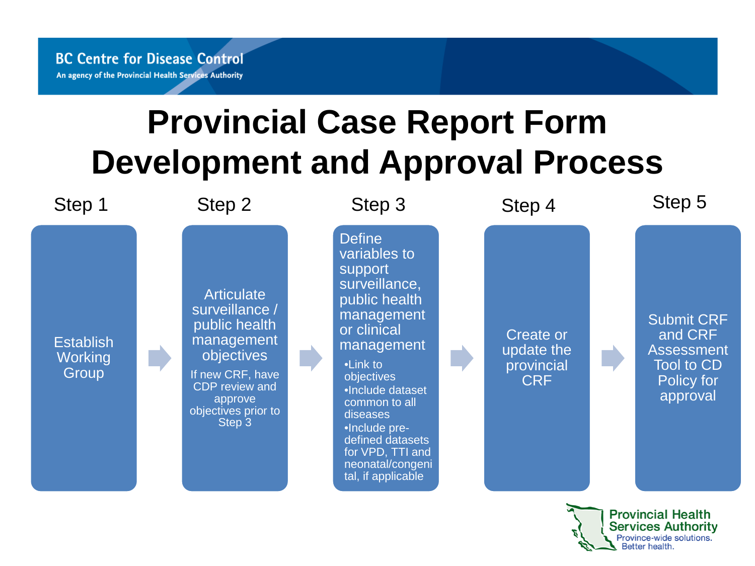# Provincial Case Report Form Development and Approval Process

**Step 1**

Establish Working Group

**Step 2**

Articulate surveillance / public health management objectives

If new CRF, have CDP review and approve objectives prior to Step 3

**Step 3**

Define variables to support surveillance, public health management or clinical management

- Link to objectives
- Include dataset common to all diseases
- Include pre-defined datasets for VPD, TTI and neonatal/congenital, if applicable

**Step 4**

Create or update the provincial CRF

**Step 5**

Submit CRF and CRF Assessment Tool to CD Policy for approval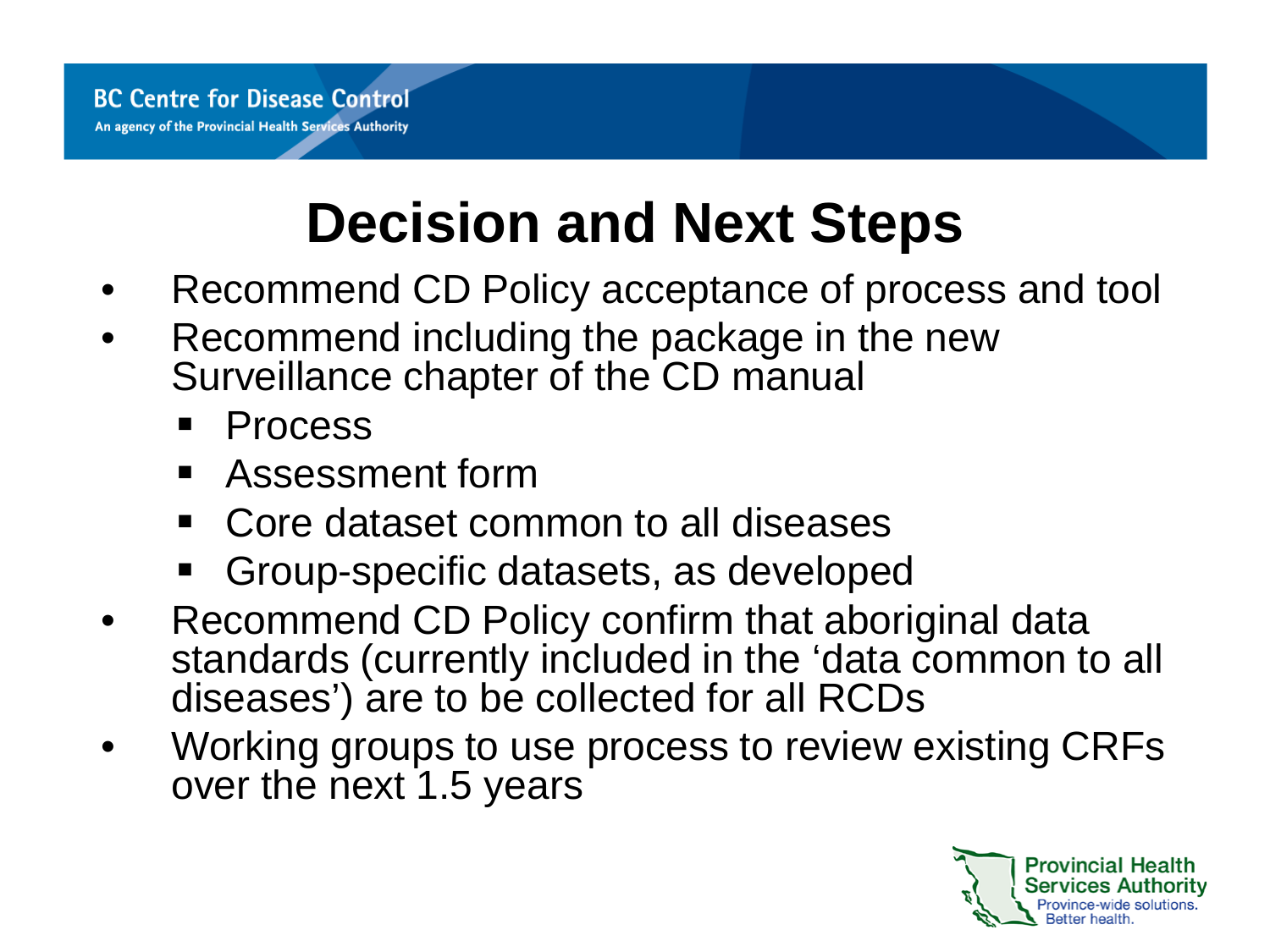# Decision and Next Steps

- Recommend CD Policy acceptance of process and tool
- Recommend including the package in the new Surveillance chapter of the CD manual
  - Process
  - Assessment form
  - Core dataset common to all diseases
  - Group-specific datasets, as developed
- Recommend CD Policy confirm that aboriginal data standards (currently included in the 'data common to all diseases') are to be collected for all RCDs
- Working groups to use process to review existing CRFs over the next 1.5 years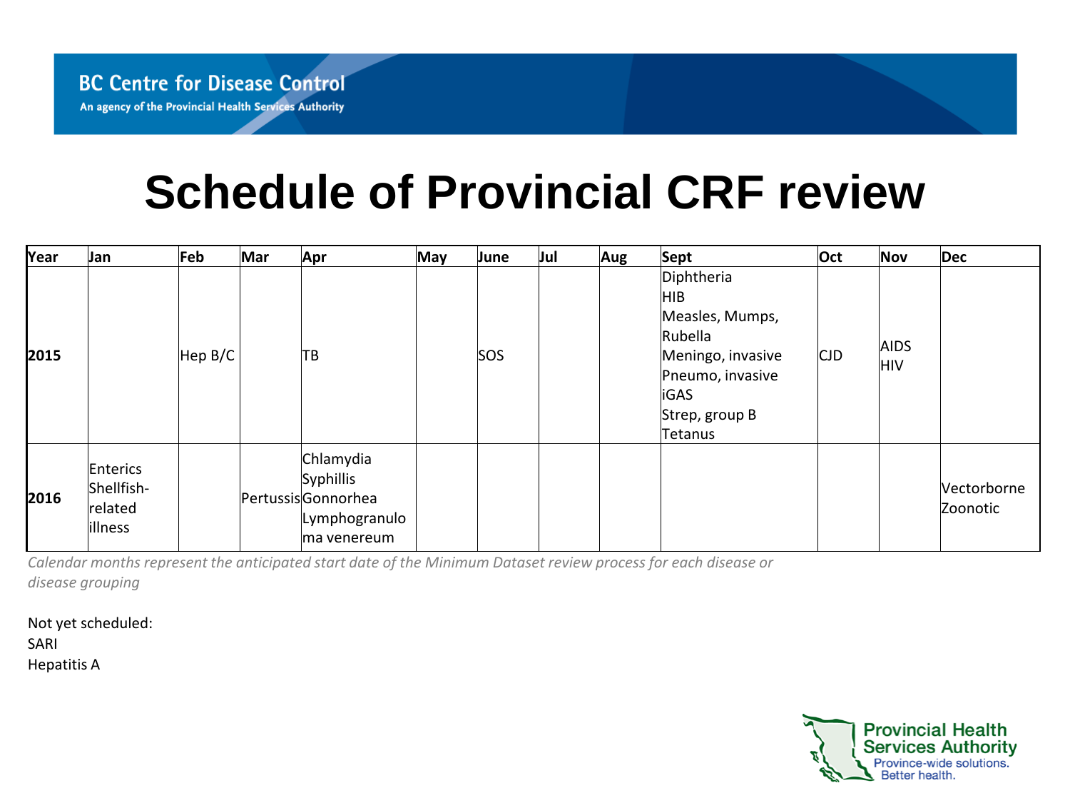# Schedule of Provincial CRF review

| Year | Jan | Feb | Mar | Apr | May | June | Jul | Aug | Sept | Oct | Nov | Dec |
|---|---|---|---|---|---|---|---|---|---|---|---|---|
| **2015** | | Hep B/C | | TB | | SOS | | | Diphtheria<br>HIB<br>Measles, Mumps, Rubella<br>Meningo, invasive<br>Pneumo, invasive<br>iGAS<br>Strep, group B<br>Tetanus | CJD | AIDS<br>HIV | |
| **2016** | Enterics<br>Shellfish-related illness | | Pertussis | Chlamydia<br>Syphillis<br>Gonnorhea<br>Lymphogranuloma venereum | | | | | | | | Vectorborne<br>Zoonotic |

*Calendar months represent the anticipated start date of the Minimum Dataset review process for each disease or disease grouping*

Not yet scheduled:
SARI
Hepatitis A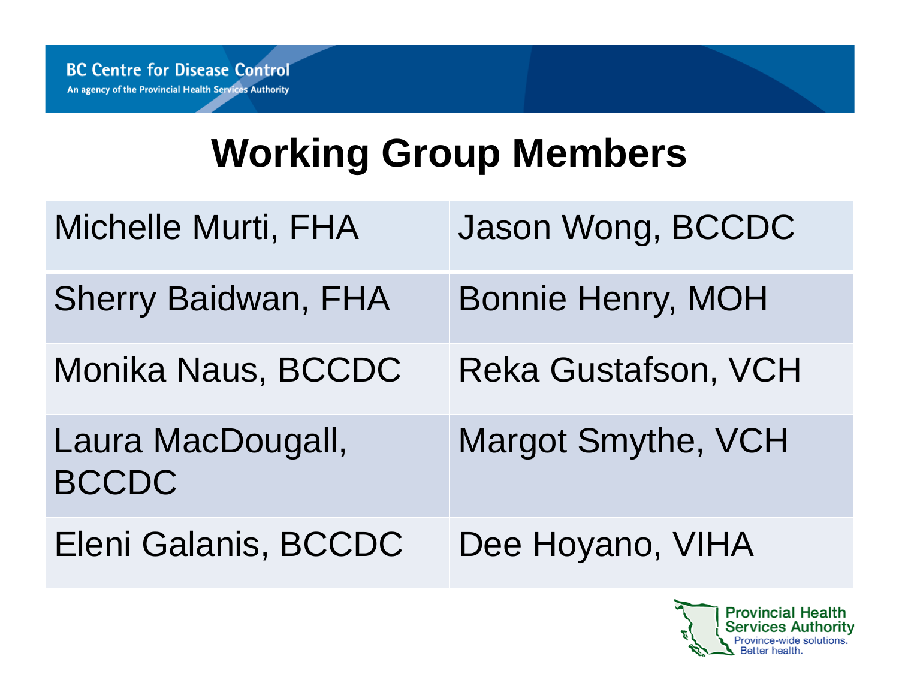# Working Group Members

| | |
|---|---|
| Michelle Murti, FHA | Jason Wong, BCCDC |
| Sherry Baidwan, FHA | Bonnie Henry, MOH |
| Monika Naus, BCCDC | Reka Gustafson, VCH |
| Laura MacDougall, BCCDC | Margot Smythe, VCH |
| Eleni Galanis, BCCDC | Dee Hoyano, VIHA |